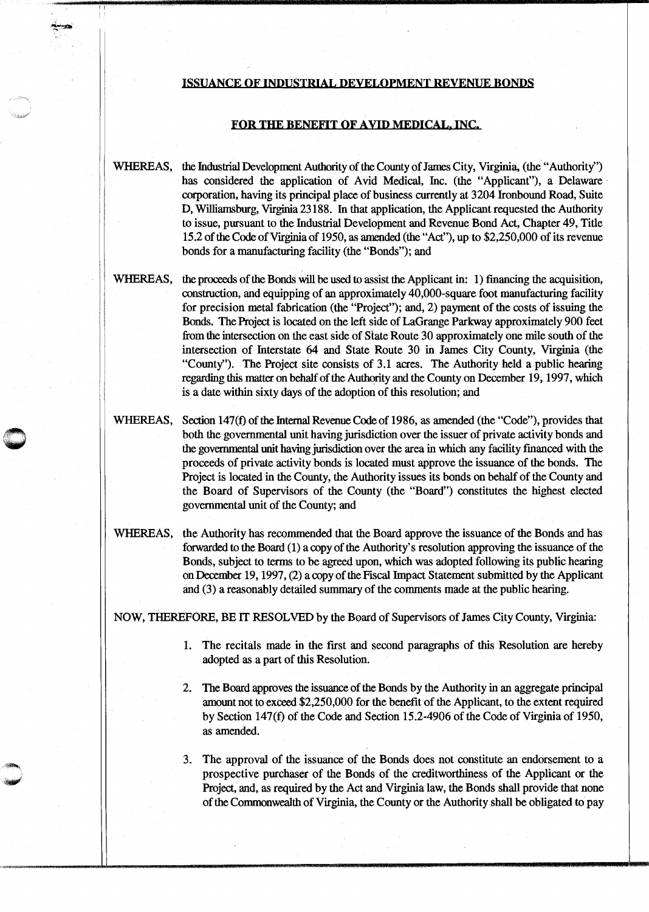**ISSUANCE OF INDUSTRIAL DEVELOPMENT REVENUE BONDS**

**FOR THE BENEFIT OF AVID MEDICAL, INC.**

WHEREAS, the Industrial Development Authority of the County of James City, Virginia, (the "Authority") has considered the application of Avid Medical, Inc. (the "Applicant"), a Delaware corporation, having its principal place of business currently at 3204 Ironbound Road, Suite D, Williamsburg, Virginia 23188. In that application, the Applicant requested the Authority to issue, pursuant to the Industrial Development and Revenue Bond Act, Chapter 49, Title 15.2 of the Code of Virginia of 1950, as amended (the "Act"), up to $2,250,000 of its revenue bonds for a manufacturing facility (the "Bonds"); and

WHEREAS, the proceeds of the Bonds will be used to assist the Applicant in: 1) financing the acquisition, construction, and equipping of an approximately 40,000-square foot manufacturing facility for precision metal fabrication (the "Project"); and, 2) payment of the costs of issuing the Bonds. The Project is located on the left side of LaGrange Parkway approximately 900 feet from the intersection on the east side of State Route 30 approximately one mile south of the intersection of Interstate 64 and State Route 30 in James City County, Virginia (the "County"). The Project site consists of 3.1 acres. The Authority held a public hearing regarding this matter on behalf of the Authority and the County on December 19, 1997, which is a date within sixty days of the adoption of this resolution; and

WHEREAS, Section 147(f) of the Internal Revenue Code of 1986, as amended (the "Code"), provides that both the governmental unit having jurisdiction over the issuer of private activity bonds and the governmental unit having jurisdiction over the area in which any facility financed with the proceeds of private activity bonds is located must approve the issuance of the bonds. The Project is located in the County, the Authority issues its bonds on behalf of the County and the Board of Supervisors of the County (the "Board") constitutes the highest elected governmental unit of the County; and

WHEREAS, the Authority has recommended that the Board approve the issuance of the Bonds and has forwarded to the Board (1) a copy of the Authority's resolution approving the issuance of the Bonds, subject to terms to be agreed upon, which was adopted following its public hearing on December 19, 1997, (2) a copy of the Fiscal Impact Statement submitted by the Applicant and (3) a reasonably detailed summary of the comments made at the public hearing.

NOW, THEREFORE, BE IT RESOLVED by the Board of Supervisors of James City County, Virginia:

1. The recitals made in the first and second paragraphs of this Resolution are hereby adopted as a part of this Resolution.

2. The Board approves the issuance of the Bonds by the Authority in an aggregate principal amount not to exceed $2,250,000 for the benefit of the Applicant, to the extent required by Section 147(f) of the Code and Section 15.2-4906 of the Code of Virginia of 1950, as amended.

3. The approval of the issuance of the Bonds does not constitute an endorsement to a prospective purchaser of the Bonds of the creditworthiness of the Applicant or the Project, and, as required by the Act and Virginia law, the Bonds shall provide that none of the Commonwealth of Virginia, the County or the Authority shall be obligated to pay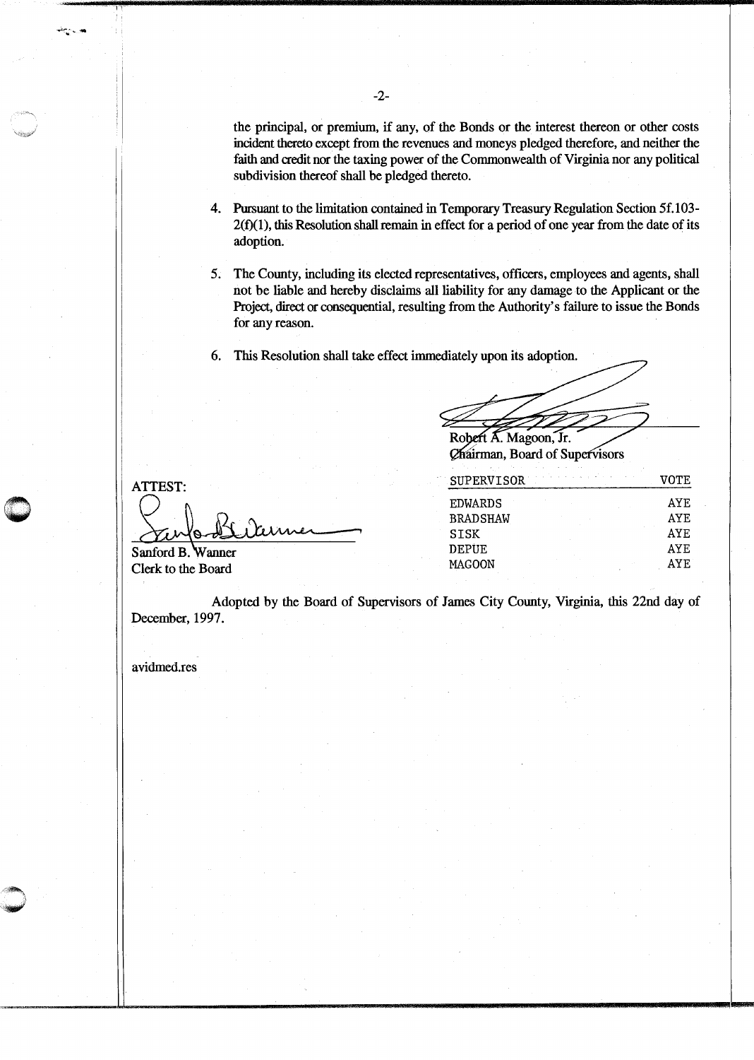the principal, or premium, if any, of the Bonds or the interest thereon or other costs incident thereto except from the revenues and moneys pledged therefore, and neither the faith and credit nor the taxing power of the Commonwealth of Virginia nor any political subdivision thereof shall be pledged thereto.

4. Pursuant to the limitation contained in Temporary Treasury Regulation Section 5f.103-2(f)(1), this Resolution shall remain in effect for a period of one year from the date of its adoption.

5. The County, including its elected representatives, officers, employees and agents, shall not be liable and hereby disclaims all liability for any damage to the Applicant or the Project, direct or consequential, resulting from the Authority's failure to issue the Bonds for any reason.

6. This Resolution shall take effect immediately upon its adoption.

Robert A. Magoon, Jr.
Chairman, Board of Supervisors

| SUPERVISOR | VOTE |
|---|---|
| EDWARDS | AYE |
| BRADSHAW | AYE |
| SISK | AYE |
| DEPUE | AYE |
| MAGOON | AYE |

ATTEST:

Sanford B. Wanner
Clerk to the Board

Adopted by the Board of Supervisors of James City County, Virginia, this 22nd day of December, 1997.

avidmed.res